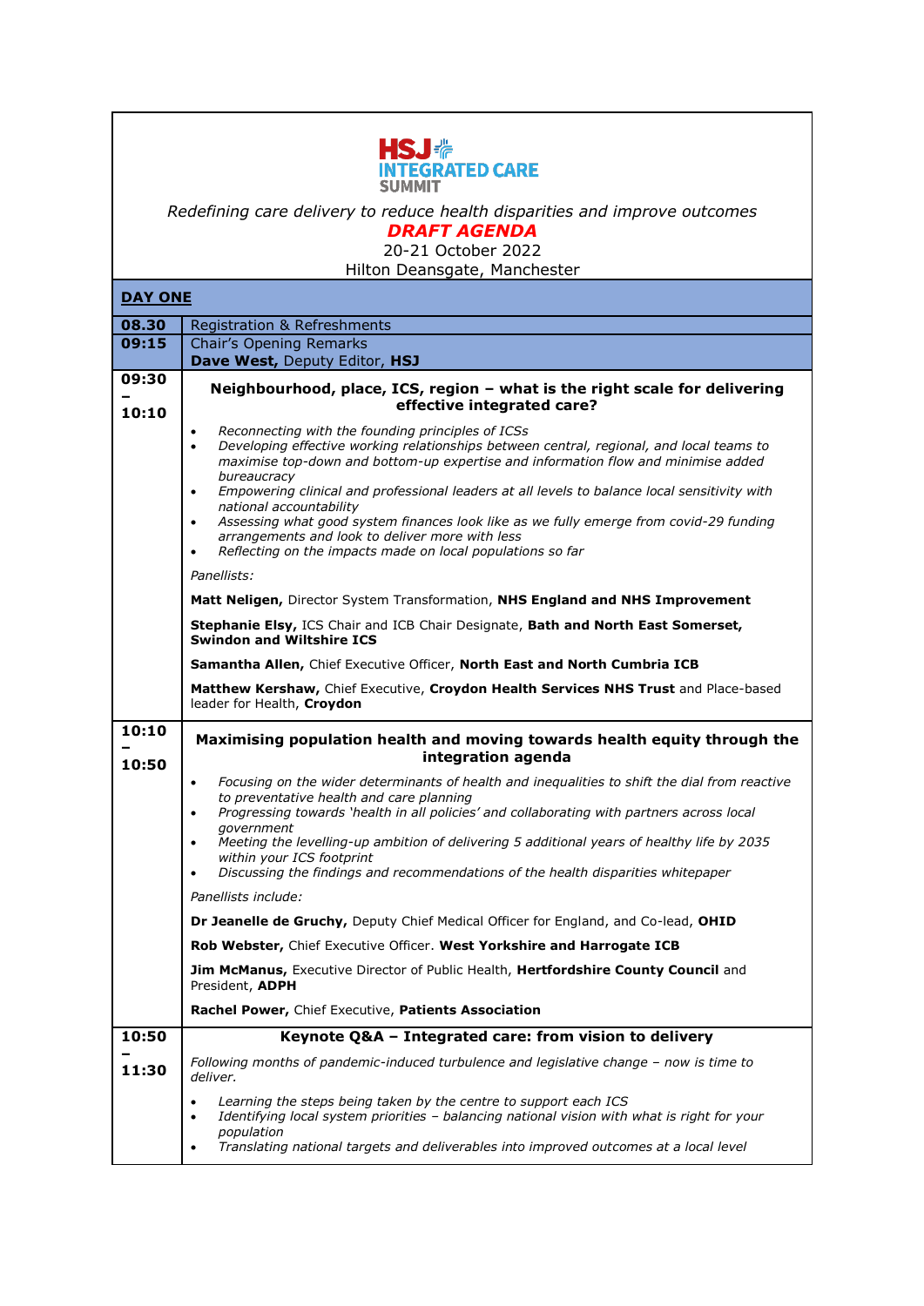# HSJ INTEGRATED CARE SUMMIT

*Redefining care delivery to reduce health disparities and improve outcomes*

***DRAFT AGENDA***

20-21 October 2022

Hilton Deansgate, Manchester

## DAY ONE

| | |
|---|---|
| **08.30** | Registration & Refreshments |
| **09:15** | Chair's Opening Remarks<br>**Dave West,** Deputy Editor, **HSJ** |
| **09:30 – 10:10** | **Neighbourhood, place, ICS, region – what is the right scale for delivering effective integrated care?**<br>• *Reconnecting with the founding principles of ICSs*<br>• *Developing effective working relationships between central, regional, and local teams to maximise top-down and bottom-up expertise and information flow and minimise added bureaucracy*<br>• *Empowering clinical and professional leaders at all levels to balance local sensitivity with national accountability*<br>• *Assessing what good system finances look like as we fully emerge from covid-29 funding arrangements and look to deliver more with less*<br>• *Reflecting on the impacts made on local populations so far*<br>*Panellists:*<br>**Matt Neligen,** Director System Transformation, **NHS England and NHS Improvement**<br>**Stephanie Elsy,** ICS Chair and ICB Chair Designate, **Bath and North East Somerset, Swindon and Wiltshire ICS**<br>**Samantha Allen,** Chief Executive Officer, **North East and North Cumbria ICB**<br>**Matthew Kershaw,** Chief Executive, **Croydon Health Services NHS Trust** and Place-based leader for Health, **Croydon** |
| **10:10 – 10:50** | **Maximising population health and moving towards health equity through the integration agenda**<br>• *Focusing on the wider determinants of health and inequalities to shift the dial from reactive to preventative health and care planning*<br>• *Progressing towards 'health in all policies' and collaborating with partners across local government*<br>• *Meeting the levelling-up ambition of delivering 5 additional years of healthy life by 2035 within your ICS footprint*<br>• *Discussing the findings and recommendations of the health disparities whitepaper*<br>*Panellists include:*<br>**Dr Jeanelle de Gruchy,** Deputy Chief Medical Officer for England, and Co-lead, **OHID**<br>**Rob Webster,** Chief Executive Officer. **West Yorkshire and Harrogate ICB**<br>**Jim McManus,** Executive Director of Public Health, **Hertfordshire County Council** and President, **ADPH**<br>**Rachel Power,** Chief Executive, **Patients Association** |
| **10:50 – 11:30** | **Keynote Q&A – Integrated care: from vision to delivery**<br>*Following months of pandemic-induced turbulence and legislative change – now is time to deliver.*<br>• *Learning the steps being taken by the centre to support each ICS*<br>• *Identifying local system priorities – balancing national vision with what is right for your population*<br>• *Translating national targets and deliverables into improved outcomes at a local level* |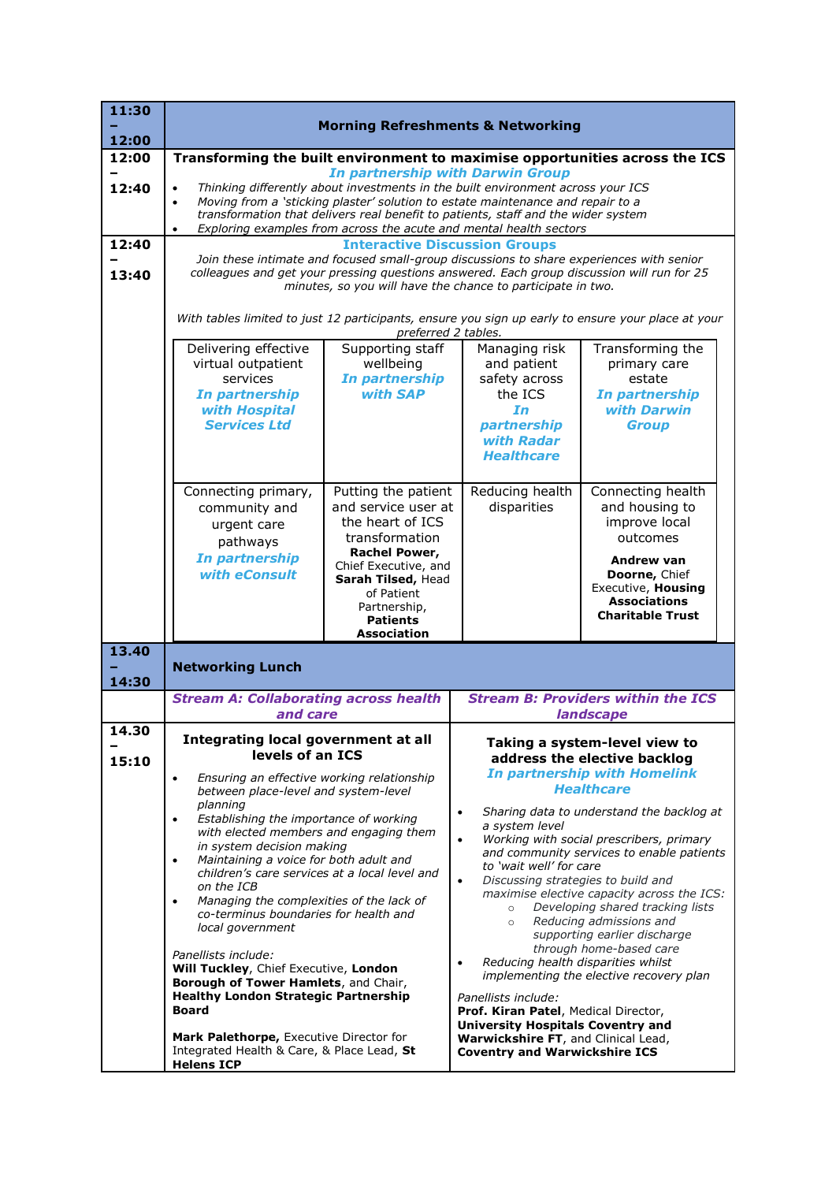| | | |
|---|---|---|
| **11:30 – 12:00** | **Morning Refreshments & Networking** | |
| **12:00 – 12:40** | **Transforming the built environment to maximise opportunities across the ICS**<br>***In partnership with Darwin Group***<br>• *Thinking differently about investments in the built environment across your ICS*<br>• *Moving from a 'sticking plaster' solution to estate maintenance and repair to a transformation that delivers real benefit to patients, staff and the wider system*<br>• *Exploring examples from across the acute and mental health sectors* | |
| **12:40 – 13:40** | **Interactive Discussion Groups**<br>*Join these intimate and focused small-group discussions to share experiences with senior colleagues and get your pressing questions answered. Each group discussion will run for 25 minutes, so you will have the chance to participate in two.*<br><br>*With tables limited to just 12 participants, ensure you sign up early to ensure your place at your preferred 2 tables.*<br><br>• Delivering effective virtual outpatient services ***In partnership with Hospital Services Ltd***<br>• Supporting staff wellbeing ***In partnership with SAP***<br>• Managing risk and patient safety across the ICS ***In partnership with Radar Healthcare***<br>• Transforming the primary care estate ***In partnership with Darwin Group***<br>• Connecting primary, community and urgent care pathways ***In partnership with eConsult***<br>• Putting the patient and service user at the heart of ICS transformation — **Rachel Power,** Chief Executive, and **Sarah Tilsed,** Head of Patient Partnership, **Patients Association**<br>• Reducing health disparities<br>• Connecting health and housing to improve local outcomes — **Andrew van Doorne,** Chief Executive, **Housing Associations Charitable Trust** | |
| **13.40 – 14:30** | **Networking Lunch** | |
| | ***Stream A: Collaborating across health and care*** | ***Stream B: Providers within the ICS landscape*** |
| **14.30 – 15:10** | **Integrating local government at all levels of an ICS**<br>• *Ensuring an effective working relationship between place-level and system-level planning*<br>• *Establishing the importance of working with elected members and engaging them in system decision making*<br>• *Maintaining a voice for both adult and children's care services at a local level and on the ICB*<br>• *Managing the complexities of the lack of co-terminus boundaries for health and local government*<br><br>*Panellists include:*<br>**Will Tuckley**, Chief Executive, **London Borough of Tower Hamlets**, and Chair, **Healthy London Strategic Partnership Board**<br><br>**Mark Palethorpe,** Executive Director for Integrated Health & Care, & Place Lead, **St Helens ICP** | **Taking a system-level view to address the elective backlog**<br>***In partnership with Homelink Healthcare***<br>• *Sharing data to understand the backlog at a system level*<br>• *Working with social prescribers, primary and community services to enable patients to 'wait well' for care*<br>• *Discussing strategies to build and maximise elective capacity across the ICS:*<br>  ◦ *Developing shared tracking lists*<br>  ◦ *Reducing admissions and supporting earlier discharge through home-based care*<br>• *Reducing health disparities whilst implementing the elective recovery plan*<br><br>*Panellists include:*<br>**Prof. Kiran Patel**, Medical Director, **University Hospitals Coventry and Warwickshire FT**, and Clinical Lead, **Coventry and Warwickshire ICS** |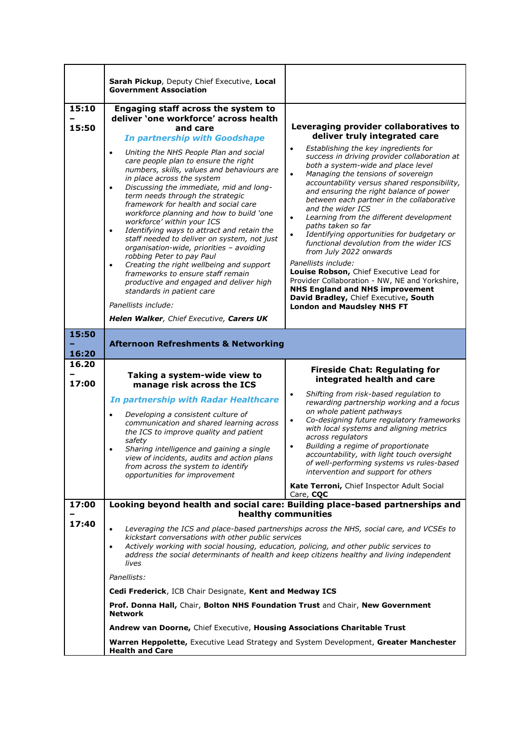| | | |
|---|---|---|
| | **Sarah Pickup**, Deputy Chief Executive, **Local Government Association** | |
| **15:10 – 15:50** | **Engaging staff across the system to deliver 'one workforce' across health and care**<br>***In partnership with Goodshape***<br>• *Uniting the NHS People Plan and social care people plan to ensure the right numbers, skills, values and behaviours are in place across the system*<br>• *Discussing the immediate, mid and long-term needs through the strategic framework for health and social care workforce planning and how to build 'one workforce' within your ICS*<br>• *Identifying ways to attract and retain the staff needed to deliver on system, not just organisation-wide, priorities – avoiding robbing Peter to pay Paul*<br>• *Creating the right wellbeing and support frameworks to ensure staff remain productive and engaged and deliver high standards in patient care*<br>*Panellists include:*<br>***Helen Walker**, Chief Executive, **Carers UK*** | **Leveraging provider collaboratives to deliver truly integrated care**<br>• *Establishing the key ingredients for success in driving provider collaboration at both a system-wide and place level*<br>• *Managing the tensions of sovereign accountability versus shared responsibility, and ensuring the right balance of power between each partner in the collaborative and the wider ICS*<br>• *Learning from the different development paths taken so far*<br>• *Identifying opportunities for budgetary or functional devolution from the wider ICS from July 2022 onwards*<br>*Panellists include:*<br>**Louise Robson,** Chief Executive Lead for Provider Collaboration - NW, NE and Yorkshire, **NHS England and NHS improvement**<br>**David Bradley,** Chief Executive**, South London and Maudsley NHS FT** |
| **15:50 – 16:20** | **Afternoon Refreshments & Networking** | |
| **16.20 – 17:00** | **Taking a system-wide view to manage risk across the ICS**<br>***In partnership with Radar Healthcare***<br>• *Developing a consistent culture of communication and shared learning across the ICS to improve quality and patient safety*<br>• *Sharing intelligence and gaining a single view of incidents, audits and action plans from across the system to identify opportunities for improvement* | **Fireside Chat: Regulating for integrated health and care**<br>• *Shifting from risk-based regulation to rewarding partnership working and a focus on whole patient pathways*<br>• *Co-designing future regulatory frameworks with local systems and aligning metrics across regulators*<br>• *Building a regime of proportionate accountability, with light touch oversight of well-performing systems vs rules-based intervention and support for others*<br>**Kate Terroni,** Chief Inspector Adult Social Care, **CQC** |
| **17:00 – 17:40** | **Looking beyond health and social care: Building place-based partnerships and healthy communities**<br>• *Leveraging the ICS and place-based partnerships across the NHS, social care, and VCSEs to kickstart conversations with other public services*<br>• *Actively working with social housing, education, policing, and other public services to address the social determinants of health and keep citizens healthy and living independent lives*<br>*Panellists:*<br>**Cedi Frederick**, ICB Chair Designate, **Kent and Medway ICS**<br>**Prof. Donna Hall,** Chair, **Bolton NHS Foundation Trust** and Chair, **New Government Network**<br>**Andrew van Doorne,** Chief Executive, **Housing Associations Charitable Trust**<br>**Warren Heppolette,** Executive Lead Strategy and System Development, **Greater Manchester Health and Care** | |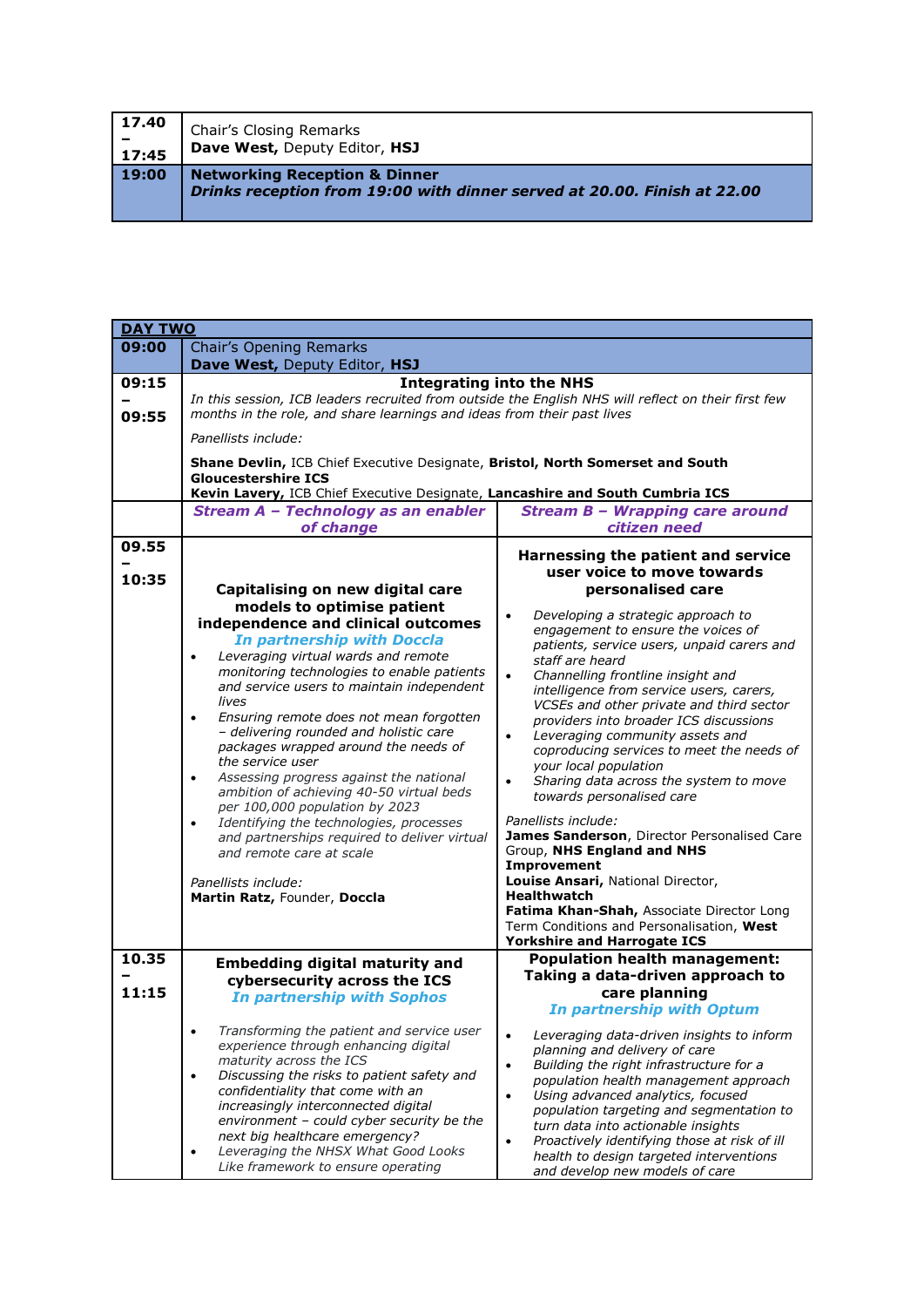| | |
|---|---|
| **17.40 – 17:45** | Chair's Closing Remarks<br>**Dave West,** Deputy Editor, **HSJ** |
| **19:00** | **Networking Reception & Dinner**<br>***Drinks reception from 19:00 with dinner served at 20.00. Finish at 22.00*** |

| **DAY TWO** | | |
|---|---|---|
| **09:00** | Chair's Opening Remarks<br>**Dave West,** Deputy Editor, **HSJ** | |
| **09:15 – 09:55** | **Integrating into the NHS**<br>*In this session, ICB leaders recruited from outside the English NHS will reflect on their first few months in the role, and share learnings and ideas from their past lives*<br>*Panellists include:*<br>**Shane Devlin,** ICB Chief Executive Designate, **Bristol, North Somerset and South Gloucestershire ICS**<br>**Kevin Lavery,** ICB Chief Executive Designate, **Lancashire and South Cumbria ICS** | |
| | ***Stream A – Technology as an enabler of change*** | ***Stream B – Wrapping care around citizen need*** |
| **09.55 – 10:35** | **Capitalising on new digital care models to optimise patient independence and clinical outcomes**<br>***In partnership with Doccla***<br>• *Leveraging virtual wards and remote monitoring technologies to enable patients and service users to maintain independent lives*<br>• *Ensuring remote does not mean forgotten – delivering rounded and holistic care packages wrapped around the needs of the service user*<br>• *Assessing progress against the national ambition of achieving 40-50 virtual beds per 100,000 population by 2023*<br>• *Identifying the technologies, processes and partnerships required to deliver virtual and remote care at scale*<br>*Panellists include:*<br>**Martin Ratz,** Founder, **Doccla** | **Harnessing the patient and service user voice to move towards personalised care**<br>• *Developing a strategic approach to engagement to ensure the voices of patients, service users, unpaid carers and staff are heard*<br>• *Channelling frontline insight and intelligence from service users, carers, VCSEs and other private and third sector providers into broader ICS discussions*<br>• *Leveraging community assets and coproducing services to meet the needs of your local population*<br>• *Sharing data across the system to move towards personalised care*<br>*Panellists include:*<br>**James Sanderson**, Director Personalised Care Group, **NHS England and NHS Improvement**<br>**Louise Ansari,** National Director, **Healthwatch**<br>**Fatima Khan-Shah,** Associate Director Long Term Conditions and Personalisation, **West Yorkshire and Harrogate ICS** |
| **10.35 – 11:15** | **Embedding digital maturity and cybersecurity across the ICS**<br>***In partnership with Sophos***<br>• *Transforming the patient and service user experience through enhancing digital maturity across the ICS*<br>• *Discussing the risks to patient safety and confidentiality that come with an increasingly interconnected digital environment – could cyber security be the next big healthcare emergency?*<br>• *Leveraging the NHSX What Good Looks Like framework to ensure operating* | **Population health management: Taking a data-driven approach to care planning**<br>***In partnership with Optum***<br>• *Leveraging data-driven insights to inform planning and delivery of care*<br>• *Building the right infrastructure for a population health management approach*<br>• *Using advanced analytics, focused population targeting and segmentation to turn data into actionable insights*<br>• *Proactively identifying those at risk of ill health to design targeted interventions and develop new models of care* |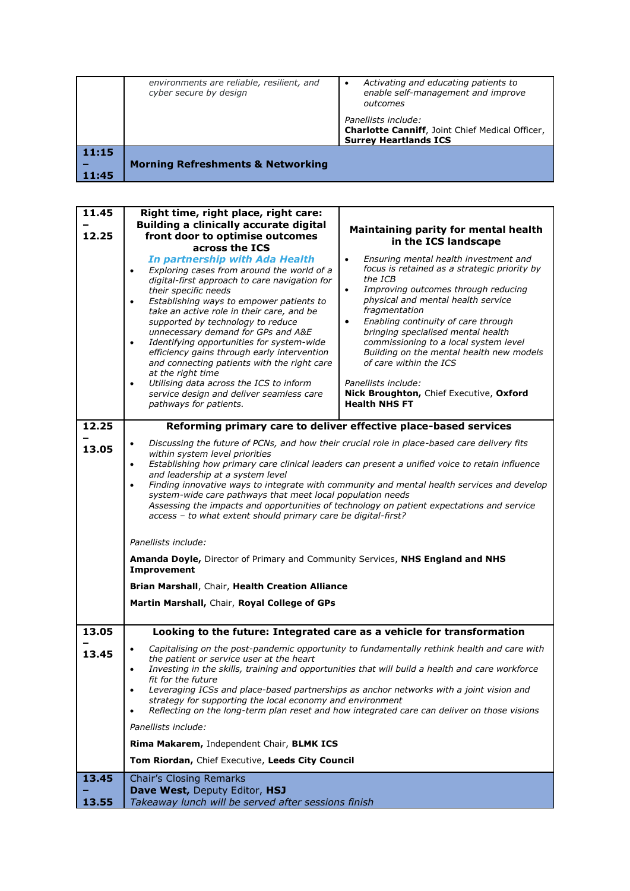| | | |
|---|---|---|
| | *environments are reliable, resilient, and cyber secure by design* | • *Activating and educating patients to enable self-management and improve outcomes*<br><br>*Panellists include:*<br>**Charlotte Canniff**, Joint Chief Medical Officer, **Surrey Heartlands ICS** |
| **11:15 – 11:45** | **Morning Refreshments & Networking** | |

| | | |
|---|---|---|
| **11.45 – 12.25** | **Right time, right place, right care: Building a clinically accurate digital front door to optimise outcomes across the ICS**<br>***In partnership with Ada Health***<br>• *Exploring cases from around the world of a digital-first approach to care navigation for their specific needs*<br>• *Establishing ways to empower patients to take an active role in their care, and be supported by technology to reduce unnecessary demand for GPs and A&E*<br>• *Identifying opportunities for system-wide efficiency gains through early intervention and connecting patients with the right care at the right time*<br>• *Utilising data across the ICS to inform service design and deliver seamless care pathways for patients.* | **Maintaining parity for mental health in the ICS landscape**<br>• *Ensuring mental health investment and focus is retained as a strategic priority by the ICB*<br>• *Improving outcomes through reducing physical and mental health service fragmentation*<br>• *Enabling continuity of care through bringing specialised mental health commissioning to a local system level Building on the mental health new models of care within the ICS*<br><br>*Panellists include:*<br>**Nick Broughton,** Chief Executive, **Oxford Health NHS FT** |
| **12.25 – 13.05** | **Reforming primary care to deliver effective place-based services**<br>• *Discussing the future of PCNs, and how their crucial role in place-based care delivery fits within system level priorities*<br>• *Establishing how primary care clinical leaders can present a unified voice to retain influence and leadership at a system level*<br>• *Finding innovative ways to integrate with community and mental health services and develop system-wide care pathways that meet local population needs Assessing the impacts and opportunities of technology on patient expectations and service access – to what extent should primary care be digital-first?*<br><br>*Panellists include:*<br>**Amanda Doyle,** Director of Primary and Community Services, **NHS England and NHS Improvement**<br>**Brian Marshall**, Chair, **Health Creation Alliance**<br>**Martin Marshall,** Chair, **Royal College of GPs** | |
| **13.05 – 13.45** | **Looking to the future: Integrated care as a vehicle for transformation**<br>• *Capitalising on the post-pandemic opportunity to fundamentally rethink health and care with the patient or service user at the heart*<br>• *Investing in the skills, training and opportunities that will build a health and care workforce fit for the future*<br>• *Leveraging ICSs and place-based partnerships as anchor networks with a joint vision and strategy for supporting the local economy and environment*<br>• *Reflecting on the long-term plan reset and how integrated care can deliver on those visions*<br><br>*Panellists include:*<br>**Rima Makarem,** Independent Chair, **BLMK ICS**<br>**Tom Riordan,** Chief Executive, **Leeds City Council** | |
| **13.45 – 13.55** | Chair's Closing Remarks<br>**Dave West,** Deputy Editor, **HSJ**<br>*Takeaway lunch will be served after sessions finish* | |